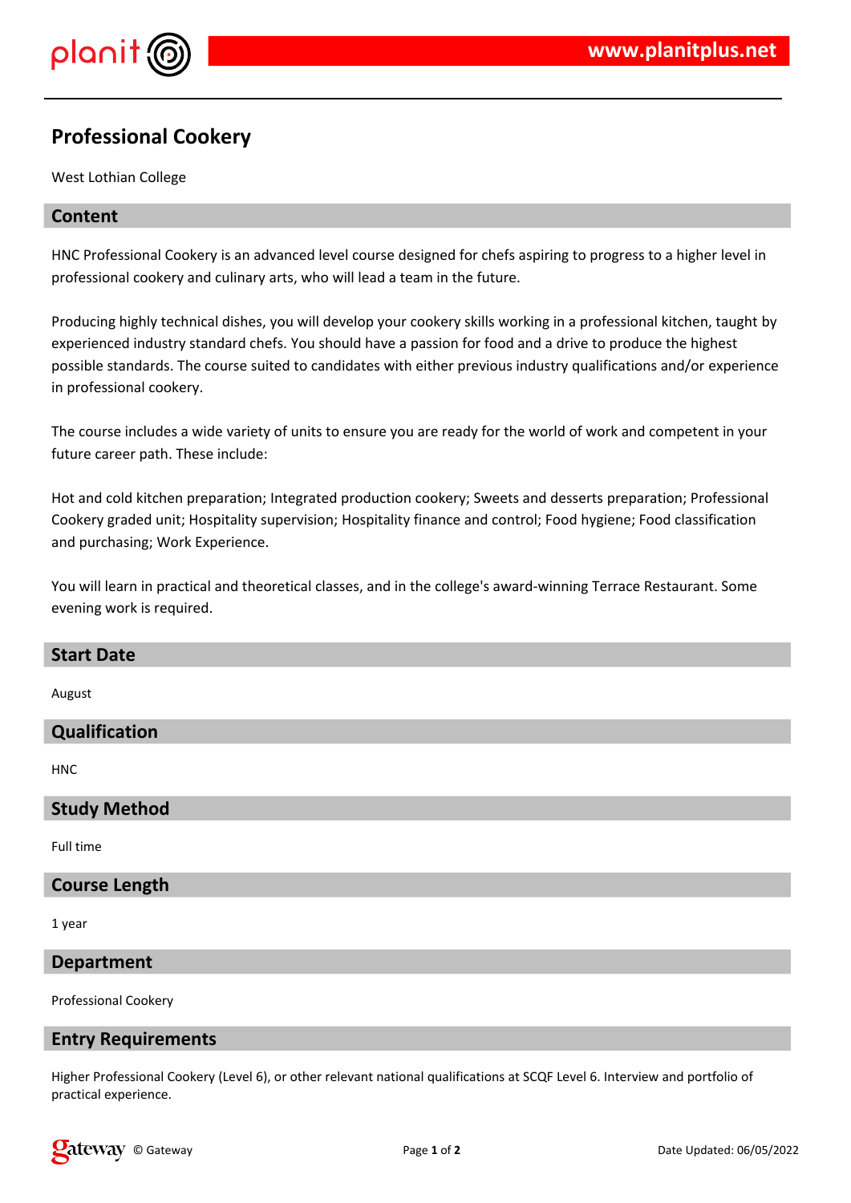# Professional Cookery

West Lothian College

## Content

HNC Professional Cookery is an advanced level course designed for chefs aspiring to progress to a higher level in professional cookery and culinary arts, who will lead a team in the future.

Producing highly technical dishes, you will develop your cookery skills working in a professional kitchen, taught by experienced industry standard chefs. You should have a passion for food and a drive to produce the highest possible standards. The course suited to candidates with either previous industry qualifications and/or experience in professional cookery.

The course includes a wide variety of units to ensure you are ready for the world of work and competent in your future career path. These include:

Hot and cold kitchen preparation; Integrated production cookery; Sweets and desserts preparation; Professional Cookery graded unit; Hospitality supervision; Hospitality finance and control; Food hygiene; Food classification and purchasing; Work Experience.

You will learn in practical and theoretical classes, and in the college's award-winning Terrace Restaurant. Some evening work is required.

## Start Date

August

## Qualification

HNC

## Study Method

Full time

## Course Length

1 year

## Department

Professional Cookery

## Entry Requirements

Higher Professional Cookery (Level 6), or other relevant national qualifications at SCQF Level 6. Interview and portfolio of practical experience.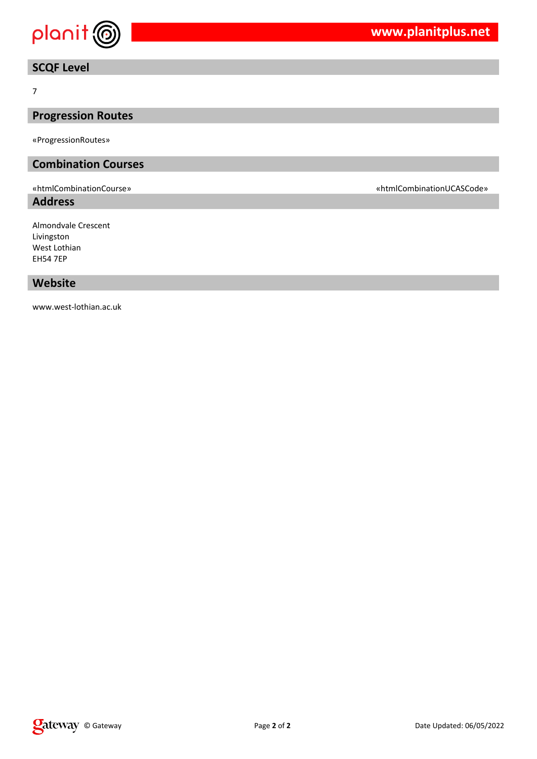## SCQF Level

7

## Progression Routes

«ProgressionRoutes»

## Combination Courses

«htmlCombinationCourse» «htmlCombinationUCASCode»

## Address

Almondvale Crescent
Livingston
West Lothian
EH54 7EP

## Website

www.west-lothian.ac.uk